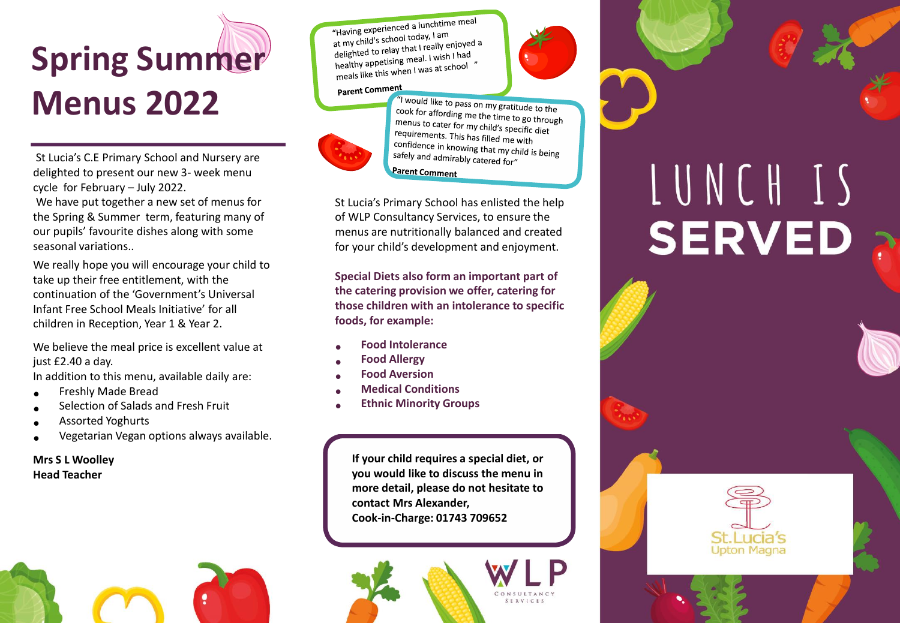# Spring Summer Menus 2022

St Lucia's C.E Primary School and Nursery are delighted to present our new 3- week menu cycle for February – July 2022.

We have put together a new set of menus for the Spring & Summer term, featuring many of our pupils' favourite dishes along with some seasonal variations..

We really hope you will encourage your child to take up their free entitlement, with the continuation of the 'Government's Universal Infant Free School Meals Initiative' for all children in Reception, Year 1 & Year 2.

We believe the meal price is excellent value at just £2.40 a day.

In addition to this menu, available daily are:

- Freshly Made Bread
- Selection of Salads and Fresh Fruit
- Assorted Yoghurts
- Vegetarian Vegan options always available.

**Mrs S L Woolley**
**Head Teacher**

"Having experienced a lunchtime meal at my child's school today, I am delighted to relay that I really enjoyed a healthy appetising meal. I wish I had meals like this when I was at school"

**Parent Comment**

"I would like to pass on my gratitude to the cook for affording me the time to go through menus to cater for my child's specific diet requirements. This has filled me with confidence in knowing that my child is being safely and admirably catered for"

**Parent Comment**

St Lucia's Primary School has enlisted the help of WLP Consultancy Services, to ensure the menus are nutritionally balanced and created for your child's development and enjoyment.

**Special Diets also form an important part of the catering provision we offer, catering for those children with an intolerance to specific foods, for example:**

- **Food Intolerance**
- **Food Allergy**
- **Food Aversion**
- **Medical Conditions**
- **Ethnic Minority Groups**

**If your child requires a special diet, or you would like to discuss the menu in more detail, please do not hesitate to contact Mrs Alexander, Cook-in-Charge: 01743 709652**

WLP CONSULTANCY SERVICES

# LUNCH IS SERVED

St.Lucia's Upton Magna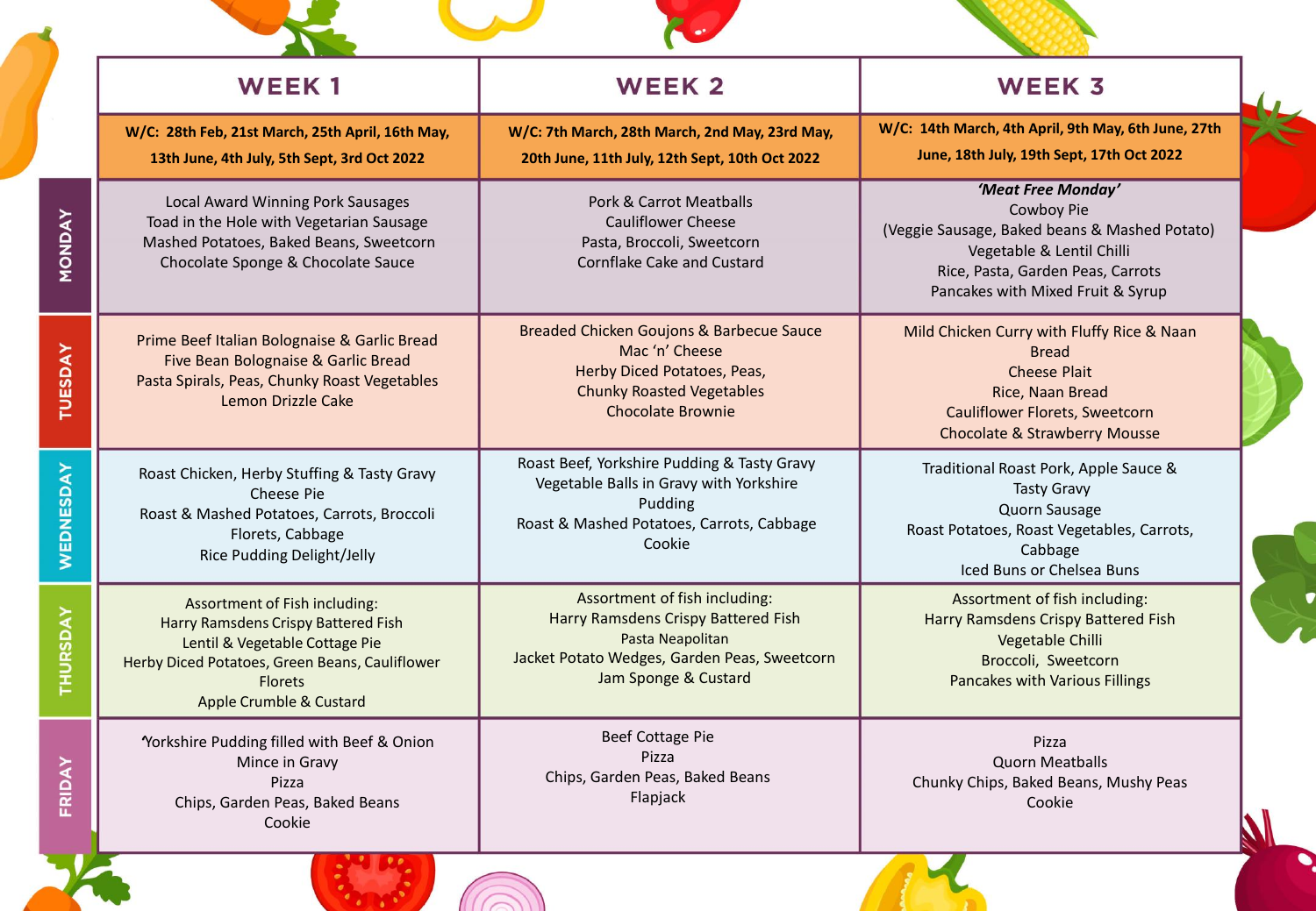| | WEEK 1 | WEEK 2 | WEEK 3 |
|---|---|---|---|
| | W/C: 28th Feb, 21st March, 25th April, 16th May, 13th June, 4th July, 5th Sept, 3rd Oct 2022 | W/C: 7th March, 28th March, 2nd May, 23rd May, 20th June, 11th July, 12th Sept, 10th Oct 2022 | W/C: 14th March, 4th April, 9th May, 6th June, 27th June, 18th July, 19th Sept, 17th Oct 2022 |
| MONDAY | Local Award Winning Pork Sausages<br>Toad in the Hole with Vegetarian Sausage<br>Mashed Potatoes, Baked Beans, Sweetcorn<br>Chocolate Sponge & Chocolate Sauce | Pork & Carrot Meatballs<br>Cauliflower Cheese<br>Pasta, Broccoli, Sweetcorn<br>Cornflake Cake and Custard | *'Meat Free Monday'*<br>Cowboy Pie<br>(Veggie Sausage, Baked beans & Mashed Potato)<br>Vegetable & Lentil Chilli<br>Rice, Pasta, Garden Peas, Carrots<br>Pancakes with Mixed Fruit & Syrup |
| TUESDAY | Prime Beef Italian Bolognaise & Garlic Bread<br>Five Bean Bolognaise & Garlic Bread<br>Pasta Spirals, Peas, Chunky Roast Vegetables<br>Lemon Drizzle Cake | Breaded Chicken Goujons & Barbecue Sauce<br>Mac 'n' Cheese<br>Herby Diced Potatoes, Peas,<br>Chunky Roasted Vegetables<br>Chocolate Brownie | Mild Chicken Curry with Fluffy Rice & Naan Bread<br>Cheese Plait<br>Rice, Naan Bread<br>Cauliflower Florets, Sweetcorn<br>Chocolate & Strawberry Mousse |
| WEDNESDAY | Roast Chicken, Herby Stuffing & Tasty Gravy<br>Cheese Pie<br>Roast & Mashed Potatoes, Carrots, Broccoli Florets, Cabbage<br>Rice Pudding Delight/Jelly | Roast Beef, Yorkshire Pudding & Tasty Gravy<br>Vegetable Balls in Gravy with Yorkshire Pudding<br>Roast & Mashed Potatoes, Carrots, Cabbage<br>Cookie | Traditional Roast Pork, Apple Sauce & Tasty Gravy<br>Quorn Sausage<br>Roast Potatoes, Roast Vegetables, Carrots, Cabbage<br>Iced Buns or Chelsea Buns |
| THURSDAY | Assortment of Fish including:<br>Harry Ramsdens Crispy Battered Fish<br>Lentil & Vegetable Cottage Pie<br>Herby Diced Potatoes, Green Beans, Cauliflower Florets<br>Apple Crumble & Custard | Assortment of fish including:<br>Harry Ramsdens Crispy Battered Fish<br>Pasta Neapolitan<br>Jacket Potato Wedges, Garden Peas, Sweetcorn<br>Jam Sponge & Custard | Assortment of fish including:<br>Harry Ramsdens Crispy Battered Fish<br>Vegetable Chilli<br>Broccoli, Sweetcorn<br>Pancakes with Various Fillings |
| FRIDAY | 'Yorkshire Pudding filled with Beef & Onion Mince in Gravy<br>Pizza<br>Chips, Garden Peas, Baked Beans<br>Cookie | Beef Cottage Pie<br>Pizza<br>Chips, Garden Peas, Baked Beans<br>Flapjack | Pizza<br>Quorn Meatballs<br>Chunky Chips, Baked Beans, Mushy Peas<br>Cookie |